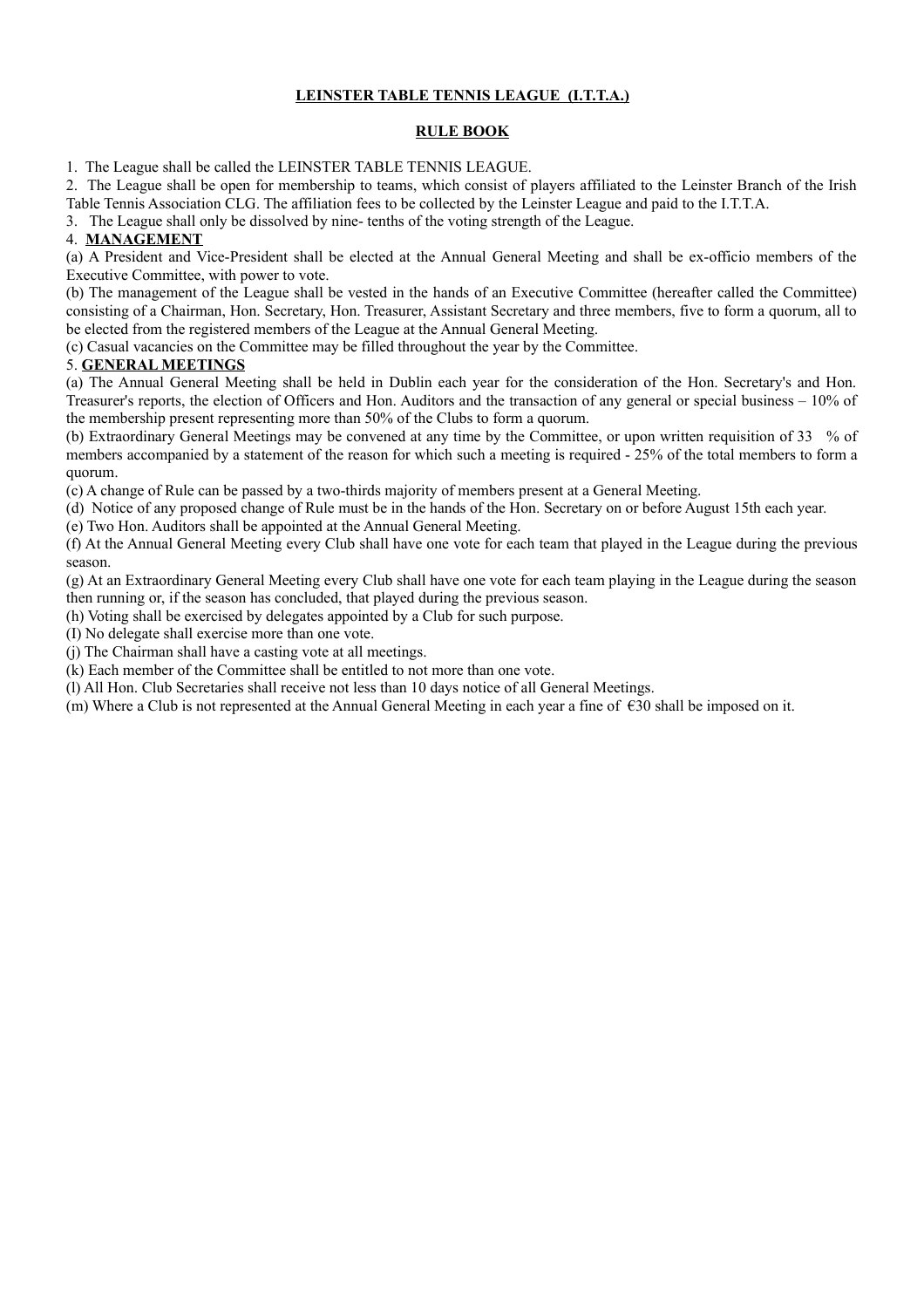# LEINSTER TABLE TENNIS LEAGUE (I.T.T.A.)

## RULE BOOK

1. The League shall be called the LEINSTER TABLE TENNIS LEAGUE.

2. The League shall be open for membership to teams, which consist of players affiliated to the Leinster Branch of the Irish Table Tennis Association CLG. The affiliation fees to be collected by the Leinster League and paid to the I.T.T.A.

3. The League shall only be dissolved by nine- tenths of the voting strength of the League.

4. **MANAGEMENT**

(a) A President and Vice-President shall be elected at the Annual General Meeting and shall be ex-officio members of the Executive Committee, with power to vote.

(b) The management of the League shall be vested in the hands of an Executive Committee (hereafter called the Committee) consisting of a Chairman, Hon. Secretary, Hon. Treasurer, Assistant Secretary and three members, five to form a quorum, all to be elected from the registered members of the League at the Annual General Meeting.

(c) Casual vacancies on the Committee may be filled throughout the year by the Committee.

5. **GENERAL MEETINGS**

(a) The Annual General Meeting shall be held in Dublin each year for the consideration of the Hon. Secretary's and Hon. Treasurer's reports, the election of Officers and Hon. Auditors and the transaction of any general or special business – 10% of the membership present representing more than 50% of the Clubs to form a quorum.

(b) Extraordinary General Meetings may be convened at any time by the Committee, or upon written requisition of 33 % of members accompanied by a statement of the reason for which such a meeting is required - 25% of the total members to form a quorum.

(c) A change of Rule can be passed by a two-thirds majority of members present at a General Meeting.

(d) Notice of any proposed change of Rule must be in the hands of the Hon. Secretary on or before August 15th each year.

(e) Two Hon. Auditors shall be appointed at the Annual General Meeting.

(f) At the Annual General Meeting every Club shall have one vote for each team that played in the League during the previous season.

(g) At an Extraordinary General Meeting every Club shall have one vote for each team playing in the League during the season then running or, if the season has concluded, that played during the previous season.

(h) Voting shall be exercised by delegates appointed by a Club for such purpose.

(I) No delegate shall exercise more than one vote.

(j) The Chairman shall have a casting vote at all meetings.

(k) Each member of the Committee shall be entitled to not more than one vote.

(l) All Hon. Club Secretaries shall receive not less than 10 days notice of all General Meetings.

(m) Where a Club is not represented at the Annual General Meeting in each year a fine of €30 shall be imposed on it.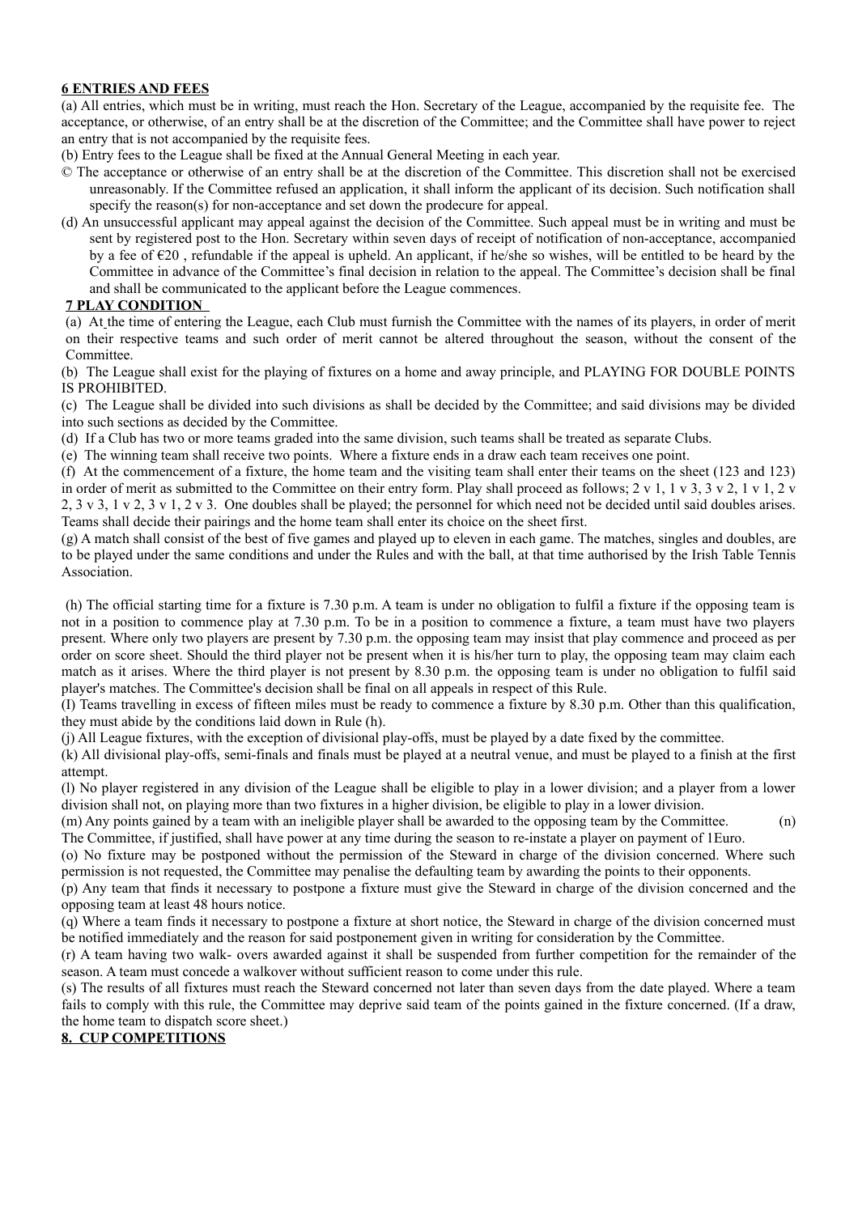## 6 ENTRIES AND FEES

(a) All entries, which must be in writing, must reach the Hon. Secretary of the League, accompanied by the requisite fee. The acceptance, or otherwise, of an entry shall be at the discretion of the Committee; and the Committee shall have power to reject an entry that is not accompanied by the requisite fees.

(b) Entry fees to the League shall be fixed at the Annual General Meeting in each year.

© The acceptance or otherwise of an entry shall be at the discretion of the Committee. This discretion shall not be exercised unreasonably. If the Committee refused an application, it shall inform the applicant of its decision. Such notification shall specify the reason(s) for non-acceptance and set down the prodecure for appeal.

(d) An unsuccessful applicant may appeal against the decision of the Committee. Such appeal must be in writing and must be sent by registered post to the Hon. Secretary within seven days of receipt of notification of non-acceptance, accompanied by a fee of €20 , refundable if the appeal is upheld. An applicant, if he/she so wishes, will be entitled to be heard by the Committee in advance of the Committee's final decision in relation to the appeal. The Committee's decision shall be final and shall be communicated to the applicant before the League commences.

## 7 PLAY CONDITION

(a) At the time of entering the League, each Club must furnish the Committee with the names of its players, in order of merit on their respective teams and such order of merit cannot be altered throughout the season, without the consent of the Committee.

(b) The League shall exist for the playing of fixtures on a home and away principle, and PLAYING FOR DOUBLE POINTS IS PROHIBITED.

(c) The League shall be divided into such divisions as shall be decided by the Committee; and said divisions may be divided into such sections as decided by the Committee.

(d) If a Club has two or more teams graded into the same division, such teams shall be treated as separate Clubs.

(e) The winning team shall receive two points. Where a fixture ends in a draw each team receives one point.

(f) At the commencement of a fixture, the home team and the visiting team shall enter their teams on the sheet (123 and 123) in order of merit as submitted to the Committee on their entry form. Play shall proceed as follows; 2 v 1, 1 v 3, 3 v 2, 1 v 1, 2 v 2, 3 v 3, 1 v 2, 3 v 1, 2 v 3. One doubles shall be played; the personnel for which need not be decided until said doubles arises. Teams shall decide their pairings and the home team shall enter its choice on the sheet first.

(g) A match shall consist of the best of five games and played up to eleven in each game. The matches, singles and doubles, are to be played under the same conditions and under the Rules and with the ball, at that time authorised by the Irish Table Tennis Association.

(h) The official starting time for a fixture is 7.30 p.m. A team is under no obligation to fulfil a fixture if the opposing team is not in a position to commence play at 7.30 p.m. To be in a position to commence a fixture, a team must have two players present. Where only two players are present by 7.30 p.m. the opposing team may insist that play commence and proceed as per order on score sheet. Should the third player not be present when it is his/her turn to play, the opposing team may claim each match as it arises. Where the third player is not present by 8.30 p.m. the opposing team is under no obligation to fulfil said player's matches. The Committee's decision shall be final on all appeals in respect of this Rule.

(I) Teams travelling in excess of fifteen miles must be ready to commence a fixture by 8.30 p.m. Other than this qualification, they must abide by the conditions laid down in Rule (h).

(j) All League fixtures, with the exception of divisional play-offs, must be played by a date fixed by the committee.

(k) All divisional play-offs, semi-finals and finals must be played at a neutral venue, and must be played to a finish at the first attempt.

(l) No player registered in any division of the League shall be eligible to play in a lower division; and a player from a lower division shall not, on playing more than two fixtures in a higher division, be eligible to play in a lower division.

(m) Any points gained by a team with an ineligible player shall be awarded to the opposing team by the Committee.

(n) The Committee, if justified, shall have power at any time during the season to re-instate a player on payment of 1Euro.

(o) No fixture may be postponed without the permission of the Steward in charge of the division concerned. Where such permission is not requested, the Committee may penalise the defaulting team by awarding the points to their opponents.

(p) Any team that finds it necessary to postpone a fixture must give the Steward in charge of the division concerned and the opposing team at least 48 hours notice.

(q) Where a team finds it necessary to postpone a fixture at short notice, the Steward in charge of the division concerned must be notified immediately and the reason for said postponement given in writing for consideration by the Committee.

(r) A team having two walk- overs awarded against it shall be suspended from further competition for the remainder of the season. A team must concede a walkover without sufficient reason to come under this rule.

(s) The results of all fixtures must reach the Steward concerned not later than seven days from the date played. Where a team fails to comply with this rule, the Committee may deprive said team of the points gained in the fixture concerned. (If a draw, the home team to dispatch score sheet.)

## 8. CUP COMPETITIONS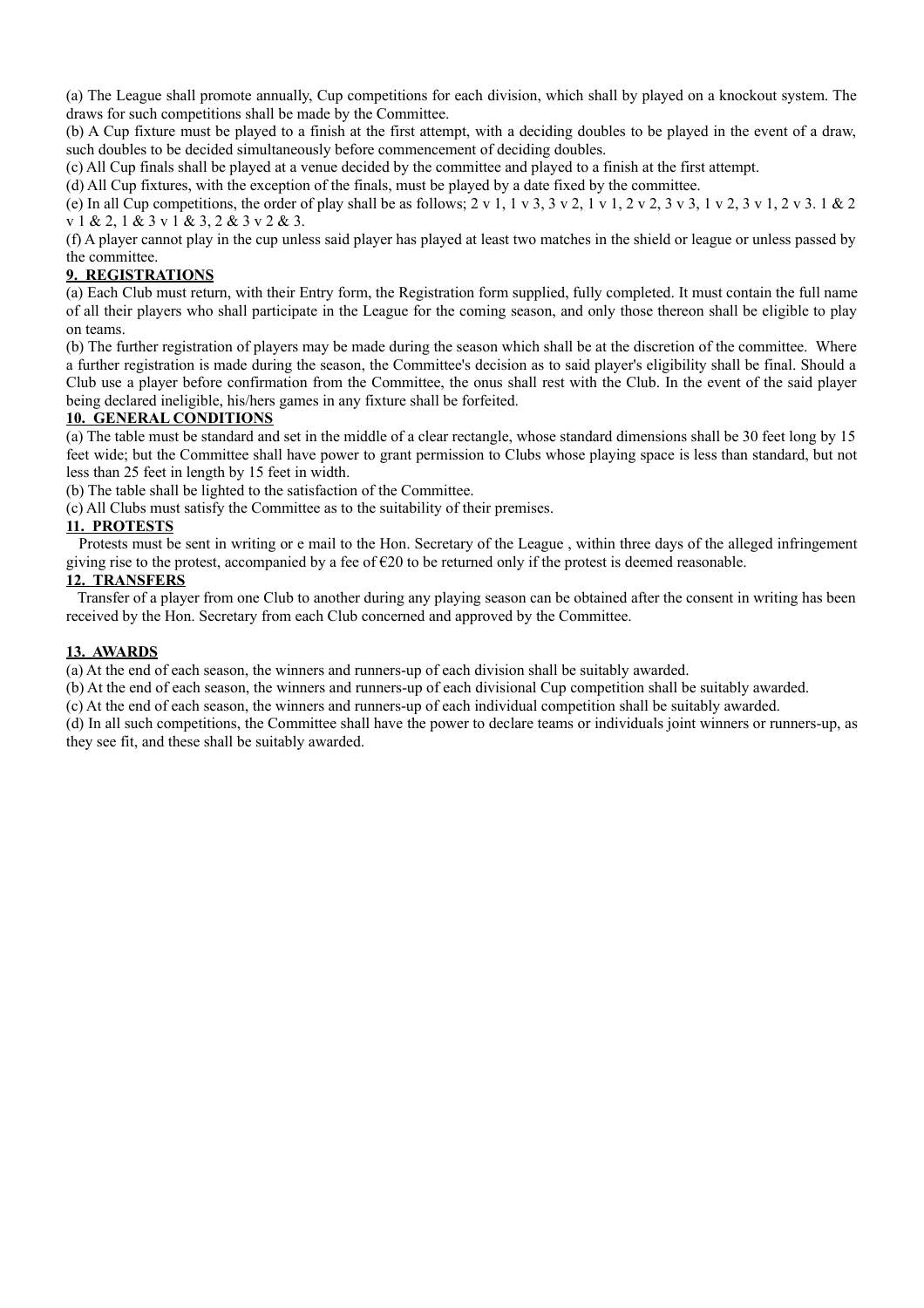(a) The League shall promote annually, Cup competitions for each division, which shall by played on a knockout system. The draws for such competitions shall be made by the Committee.

(b) A Cup fixture must be played to a finish at the first attempt, with a deciding doubles to be played in the event of a draw, such doubles to be decided simultaneously before commencement of deciding doubles.

(c) All Cup finals shall be played at a venue decided by the committee and played to a finish at the first attempt.

(d) All Cup fixtures, with the exception of the finals, must be played by a date fixed by the committee.

(e) In all Cup competitions, the order of play shall be as follows; 2 v 1, 1 v 3, 3 v 2, 1 v 1, 2 v 2, 3 v 3, 1 v 2, 3 v 1, 2 v 3. 1 & 2 v 1 & 2, 1 & 3 v 1 & 3, 2 & 3 v 2 & 3.

(f) A player cannot play in the cup unless said player has played at least two matches in the shield or league or unless passed by the committee.

## 9. REGISTRATIONS

(a) Each Club must return, with their Entry form, the Registration form supplied, fully completed. It must contain the full name of all their players who shall participate in the League for the coming season, and only those thereon shall be eligible to play on teams.

(b) The further registration of players may be made during the season which shall be at the discretion of the committee. Where a further registration is made during the season, the Committee's decision as to said player's eligibility shall be final. Should a Club use a player before confirmation from the Committee, the onus shall rest with the Club. In the event of the said player being declared ineligible, his/hers games in any fixture shall be forfeited.

## 10. GENERAL CONDITIONS

(a) The table must be standard and set in the middle of a clear rectangle, whose standard dimensions shall be 30 feet long by 15 feet wide; but the Committee shall have power to grant permission to Clubs whose playing space is less than standard, but not less than 25 feet in length by 15 feet in width.

(b) The table shall be lighted to the satisfaction of the Committee.

(c) All Clubs must satisfy the Committee as to the suitability of their premises.

## 11. PROTESTS

Protests must be sent in writing or e mail to the Hon. Secretary of the League , within three days of the alleged infringement giving rise to the protest, accompanied by a fee of €20 to be returned only if the protest is deemed reasonable.

## 12. TRANSFERS

Transfer of a player from one Club to another during any playing season can be obtained after the consent in writing has been received by the Hon. Secretary from each Club concerned and approved by the Committee.

## 13. AWARDS

(a) At the end of each season, the winners and runners-up of each division shall be suitably awarded.

(b) At the end of each season, the winners and runners-up of each divisional Cup competition shall be suitably awarded.

(c) At the end of each season, the winners and runners-up of each individual competition shall be suitably awarded.

(d) In all such competitions, the Committee shall have the power to declare teams or individuals joint winners or runners-up, as they see fit, and these shall be suitably awarded.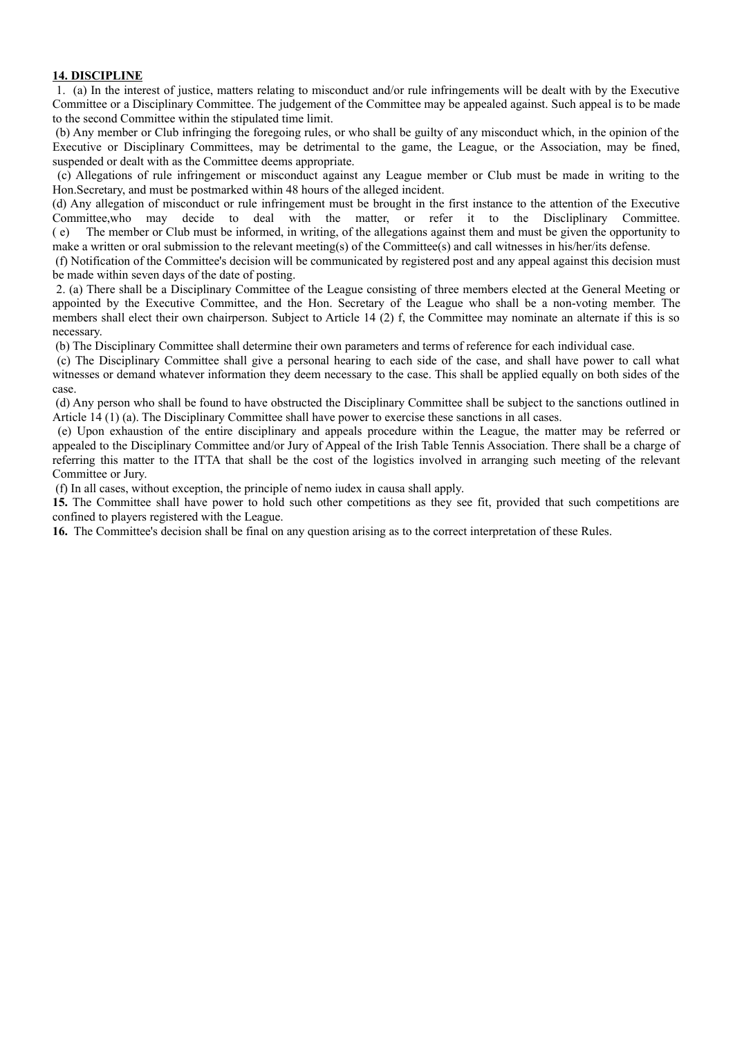## 14. DISCIPLINE

1. (a) In the interest of justice, matters relating to misconduct and/or rule infringements will be dealt with by the Executive Committee or a Disciplinary Committee. The judgement of the Committee may be appealed against. Such appeal is to be made to the second Committee within the stipulated time limit.

(b) Any member or Club infringing the foregoing rules, or who shall be guilty of any misconduct which, in the opinion of the Executive or Disciplinary Committees, may be detrimental to the game, the League, or the Association, may be fined, suspended or dealt with as the Committee deems appropriate.

(c) Allegations of rule infringement or misconduct against any League member or Club must be made in writing to the Hon.Secretary, and must be postmarked within 48 hours of the alleged incident.

(d) Any allegation of misconduct or rule infringement must be brought in the first instance to the attention of the Executive Committee,who may decide to deal with the matter, or refer it to the Discliplinary Committee.

( e) The member or Club must be informed, in writing, of the allegations against them and must be given the opportunity to make a written or oral submission to the relevant meeting(s) of the Committee(s) and call witnesses in his/her/its defense.

(f) Notification of the Committee's decision will be communicated by registered post and any appeal against this decision must be made within seven days of the date of posting.

2. (a) There shall be a Disciplinary Committee of the League consisting of three members elected at the General Meeting or appointed by the Executive Committee, and the Hon. Secretary of the League who shall be a non-voting member. The members shall elect their own chairperson. Subject to Article 14 (2) f, the Committee may nominate an alternate if this is so necessary.

(b) The Disciplinary Committee shall determine their own parameters and terms of reference for each individual case.

(c) The Disciplinary Committee shall give a personal hearing to each side of the case, and shall have power to call what witnesses or demand whatever information they deem necessary to the case. This shall be applied equally on both sides of the case.

(d) Any person who shall be found to have obstructed the Disciplinary Committee shall be subject to the sanctions outlined in Article 14 (1) (a). The Disciplinary Committee shall have power to exercise these sanctions in all cases.

(e) Upon exhaustion of the entire disciplinary and appeals procedure within the League, the matter may be referred or appealed to the Disciplinary Committee and/or Jury of Appeal of the Irish Table Tennis Association. There shall be a charge of referring this matter to the ITTA that shall be the cost of the logistics involved in arranging such meeting of the relevant Committee or Jury.

(f) In all cases, without exception, the principle of nemo iudex in causa shall apply.

**15.** The Committee shall have power to hold such other competitions as they see fit, provided that such competitions are confined to players registered with the League.

**16.** The Committee's decision shall be final on any question arising as to the correct interpretation of these Rules.